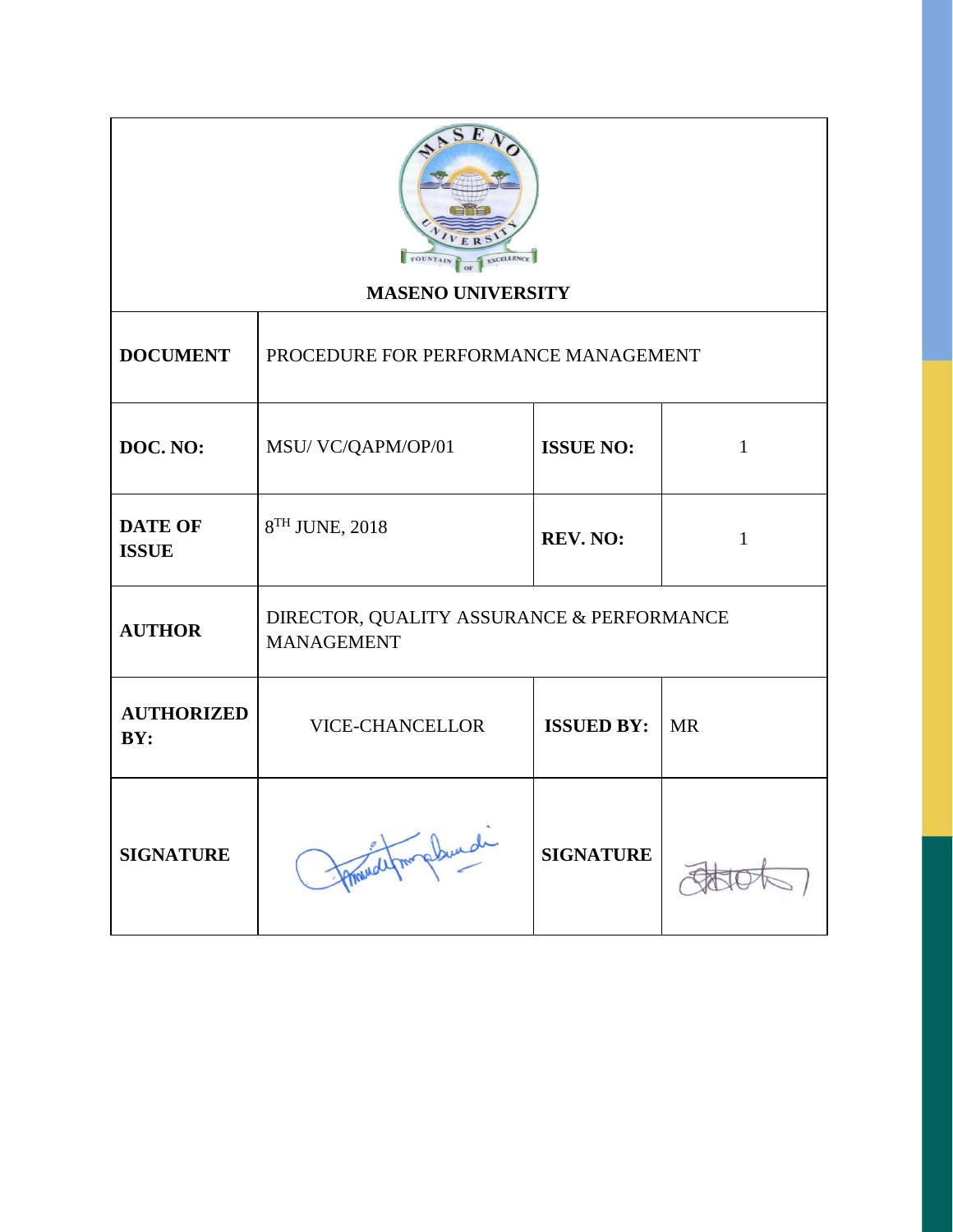**MASENO UNIVERSITY**

| | | | |
|---|---|---|---|
| **DOCUMENT** | PROCEDURE FOR PERFORMANCE MANAGEMENT | | |
| **DOC. NO:** | MSU/ VC/QAPM/OP/01 | **ISSUE NO:** | 1 |
| **DATE OF ISSUE** | 8TH JUNE, 2018 | **REV. NO:** | 1 |
| **AUTHOR** | DIRECTOR, QUALITY ASSURANCE & PERFORMANCE MANAGEMENT | | |
| **AUTHORIZED BY:** | VICE-CHANCELLOR | **ISSUED BY:** | MR |
| **SIGNATURE** | | **SIGNATURE** | |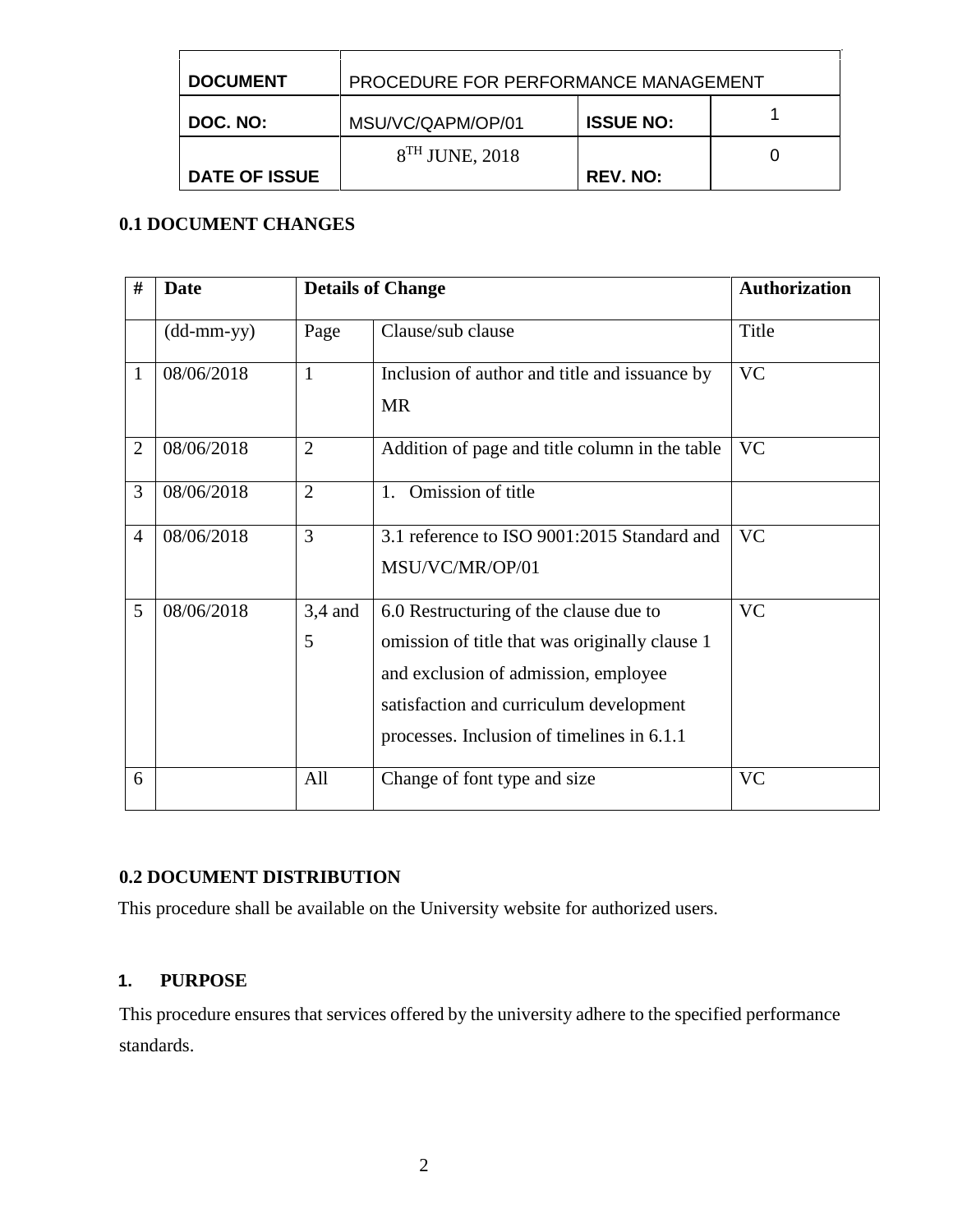| DOCUMENT | PROCEDURE FOR PERFORMANCE MANAGEMENT | | |
|---|---|---|---|
| DOC. NO: | MSU/VC/QAPM/OP/01 | ISSUE NO: | 1 |
| DATE OF ISSUE | 8TH JUNE, 2018 | REV. NO: | 0 |

### 0.1 DOCUMENT CHANGES

| # | Date | Details of Change | | Authorization |
|---|---|---|---|---|
| | (dd-mm-yy) | Page | Clause/sub clause | Title |
| 1 | 08/06/2018 | 1 | Inclusion of author and title and issuance by MR | VC |
| 2 | 08/06/2018 | 2 | Addition of page and title column in the table | VC |
| 3 | 08/06/2018 | 2 | 1. Omission of title | |
| 4 | 08/06/2018 | 3 | 3.1 reference to ISO 9001:2015 Standard and MSU/VC/MR/OP/01 | VC |
| 5 | 08/06/2018 | 3,4 and 5 | 6.0 Restructuring of the clause due to omission of title that was originally clause 1 and exclusion of admission, employee satisfaction and curriculum development processes. Inclusion of timelines in 6.1.1 | VC |
| 6 | | All | Change of font type and size | VC |

### 0.2 DOCUMENT DISTRIBUTION

This procedure shall be available on the University website for authorized users.

## 1. PURPOSE

This procedure ensures that services offered by the university adhere to the specified performance standards.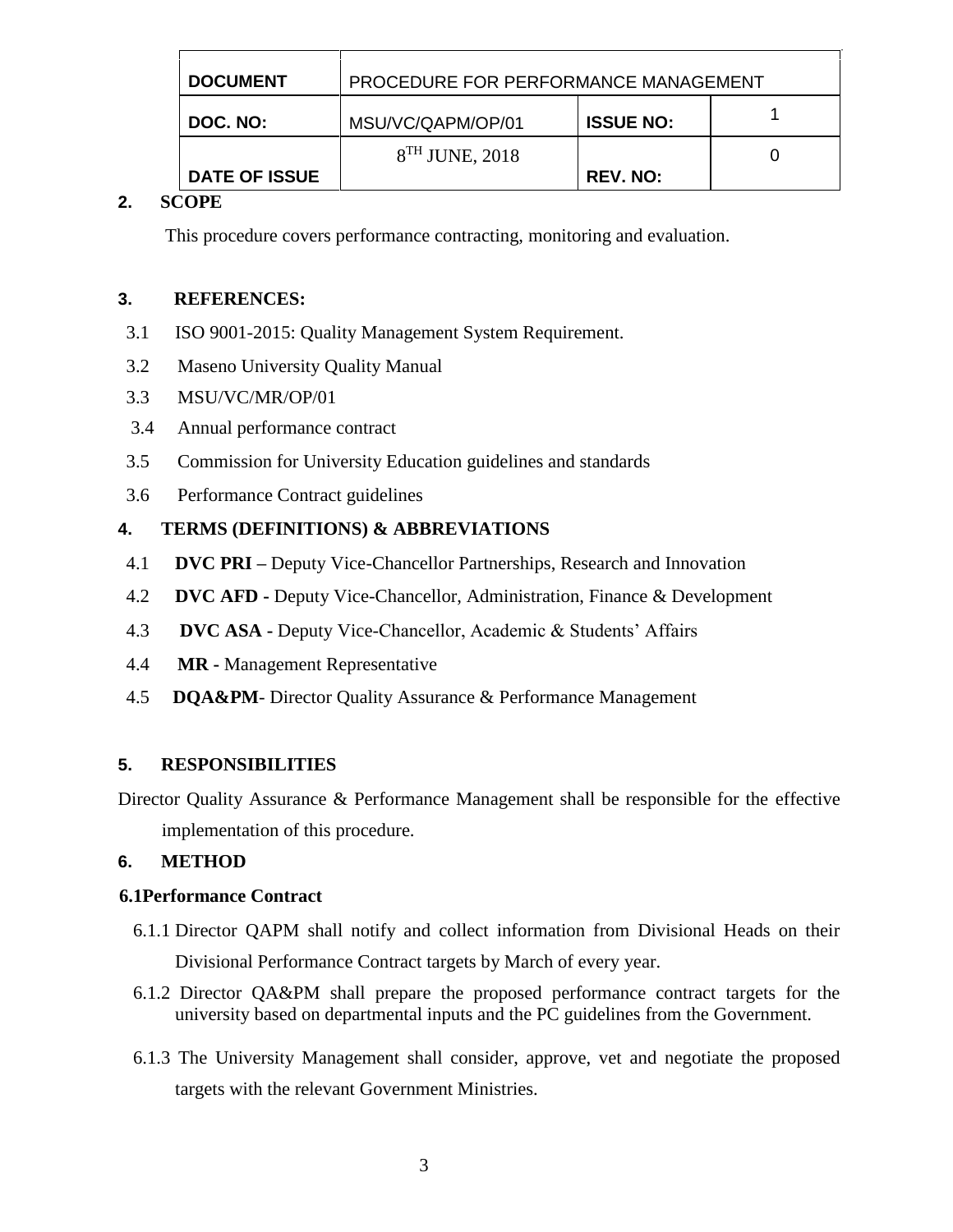| DOCUMENT | PROCEDURE FOR PERFORMANCE MANAGEMENT | | |
|---|---|---|---|
| DOC. NO: | MSU/VC/QAPM/OP/01 | ISSUE NO: | 1 |
| DATE OF ISSUE | 8TH JUNE, 2018 | REV. NO: | 0 |

## 2. SCOPE

This procedure covers performance contracting, monitoring and evaluation.

## 3. REFERENCES:

3.1 ISO 9001-2015: Quality Management System Requirement.

3.2 Maseno University Quality Manual

3.3 MSU/VC/MR/OP/01

3.4 Annual performance contract

3.5 Commission for University Education guidelines and standards

3.6 Performance Contract guidelines

## 4. TERMS (DEFINITIONS) & ABBREVIATIONS

4.1 **DVC PRI –** Deputy Vice-Chancellor Partnerships, Research and Innovation

4.2 **DVC AFD -** Deputy Vice-Chancellor, Administration, Finance & Development

4.3 **DVC ASA -** Deputy Vice-Chancellor, Academic & Students' Affairs

4.4 **MR -** Management Representative

4.5 **DQA&PM**- Director Quality Assurance & Performance Management

## 5. RESPONSIBILITIES

Director Quality Assurance & Performance Management shall be responsible for the effective implementation of this procedure.

## 6. METHOD

### 6.1Performance Contract

6.1.1 Director QAPM shall notify and collect information from Divisional Heads on their Divisional Performance Contract targets by March of every year.

6.1.2 Director QA&PM shall prepare the proposed performance contract targets for the university based on departmental inputs and the PC guidelines from the Government.

6.1.3 The University Management shall consider, approve, vet and negotiate the proposed targets with the relevant Government Ministries.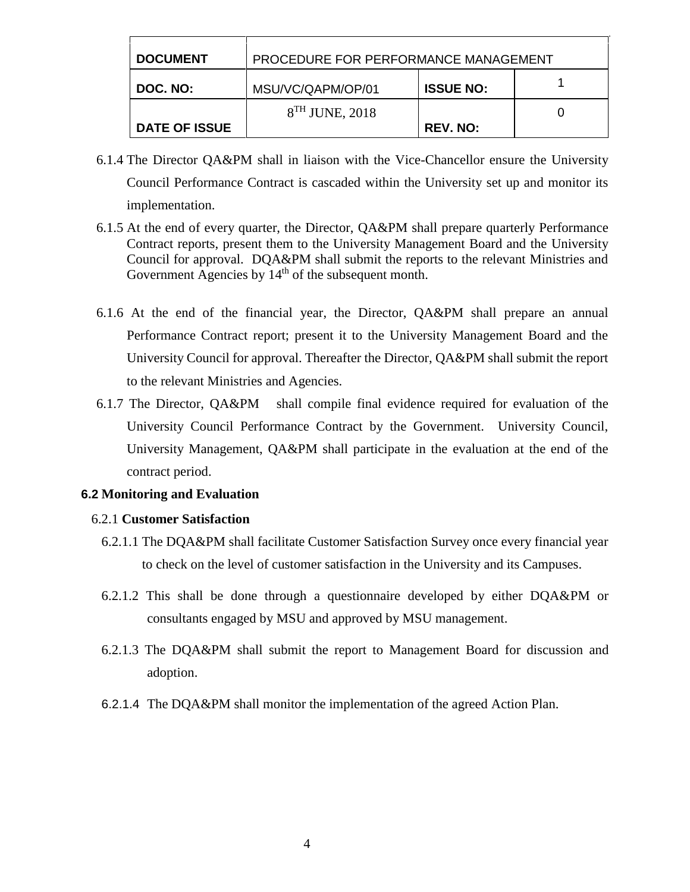| DOCUMENT | PROCEDURE FOR PERFORMANCE MANAGEMENT | | |
|---|---|---|---|
| DOC. NO: | MSU/VC/QAPM/OP/01 | ISSUE NO: | 1 |
| DATE OF ISSUE | 8TH JUNE, 2018 | REV. NO: | 0 |

6.1.4 The Director QA&PM shall in liaison with the Vice-Chancellor ensure the University Council Performance Contract is cascaded within the University set up and monitor its implementation.

6.1.5 At the end of every quarter, the Director, QA&PM shall prepare quarterly Performance Contract reports, present them to the University Management Board and the University Council for approval. DQA&PM shall submit the reports to the relevant Ministries and Government Agencies by 14th of the subsequent month.

6.1.6 At the end of the financial year, the Director, QA&PM shall prepare an annual Performance Contract report; present it to the University Management Board and the University Council for approval. Thereafter the Director, QA&PM shall submit the report to the relevant Ministries and Agencies.

6.1.7 The Director, QA&PM shall compile final evidence required for evaluation of the University Council Performance Contract by the Government. University Council, University Management, QA&PM shall participate in the evaluation at the end of the contract period.

**6.2 Monitoring and Evaluation**

6.2.1 **Customer Satisfaction**

6.2.1.1 The DQA&PM shall facilitate Customer Satisfaction Survey once every financial year to check on the level of customer satisfaction in the University and its Campuses.

6.2.1.2 This shall be done through a questionnaire developed by either DQA&PM or consultants engaged by MSU and approved by MSU management.

6.2.1.3 The DQA&PM shall submit the report to Management Board for discussion and adoption.

6.2.1.4 The DQA&PM shall monitor the implementation of the agreed Action Plan.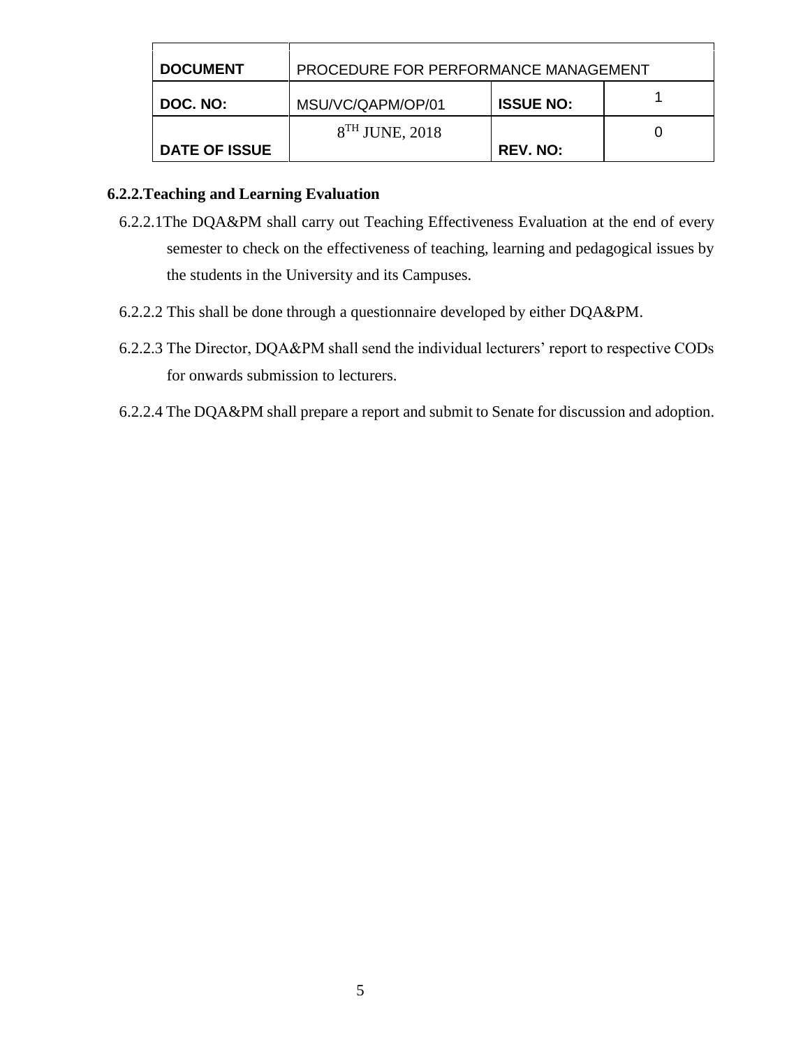### 6.2.2. Teaching and Learning Evaluation

6.2.2.1 The DQA&PM shall carry out Teaching Effectiveness Evaluation at the end of every semester to check on the effectiveness of teaching, learning and pedagogical issues by the students in the University and its Campuses.

6.2.2.2 This shall be done through a questionnaire developed by either DQA&PM.

6.2.2.3 The Director, DQA&PM shall send the individual lecturers' report to respective CODs for onwards submission to lecturers.

6.2.2.4 The DQA&PM shall prepare a report and submit to Senate for discussion and adoption.